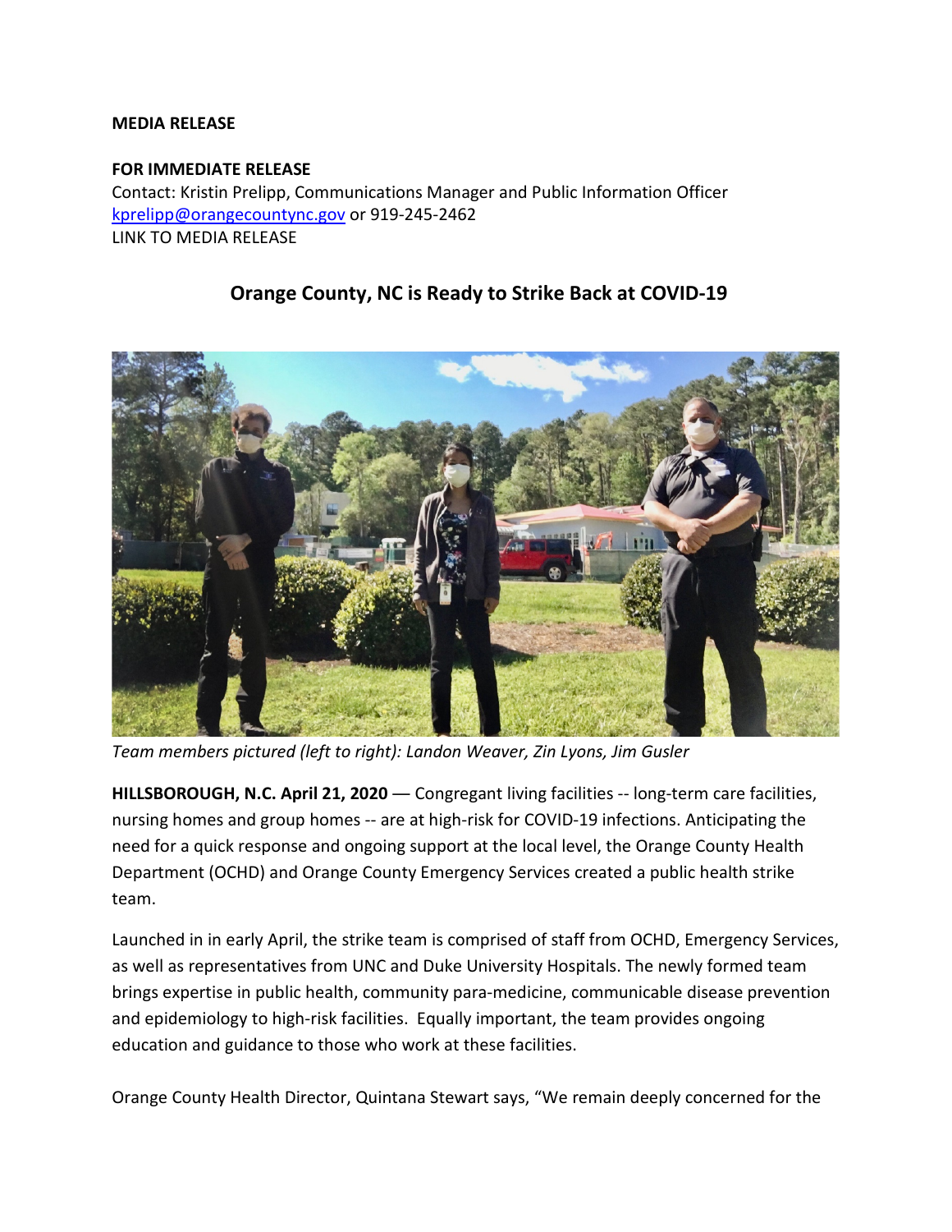**MEDIA RELEASE**

**FOR IMMEDIATE RELEASE**
Contact: Kristin Prelipp, Communications Manager and Public Information Officer
kprelipp@orangecountync.gov or 919-245-2462
LINK TO MEDIA RELEASE

## Orange County, NC is Ready to Strike Back at COVID-19

*Team members pictured (left to right): Landon Weaver, Zin Lyons, Jim Gusler*

**HILLSBOROUGH, N.C. April 21, 2020** — Congregant living facilities -- long-term care facilities, nursing homes and group homes -- are at high-risk for COVID-19 infections. Anticipating the need for a quick response and ongoing support at the local level, the Orange County Health Department (OCHD) and Orange County Emergency Services created a public health strike team.

Launched in in early April, the strike team is comprised of staff from OCHD, Emergency Services, as well as representatives from UNC and Duke University Hospitals. The newly formed team brings expertise in public health, community para-medicine, communicable disease prevention and epidemiology to high-risk facilities. Equally important, the team provides ongoing education and guidance to those who work at these facilities.

Orange County Health Director, Quintana Stewart says, "We remain deeply concerned for the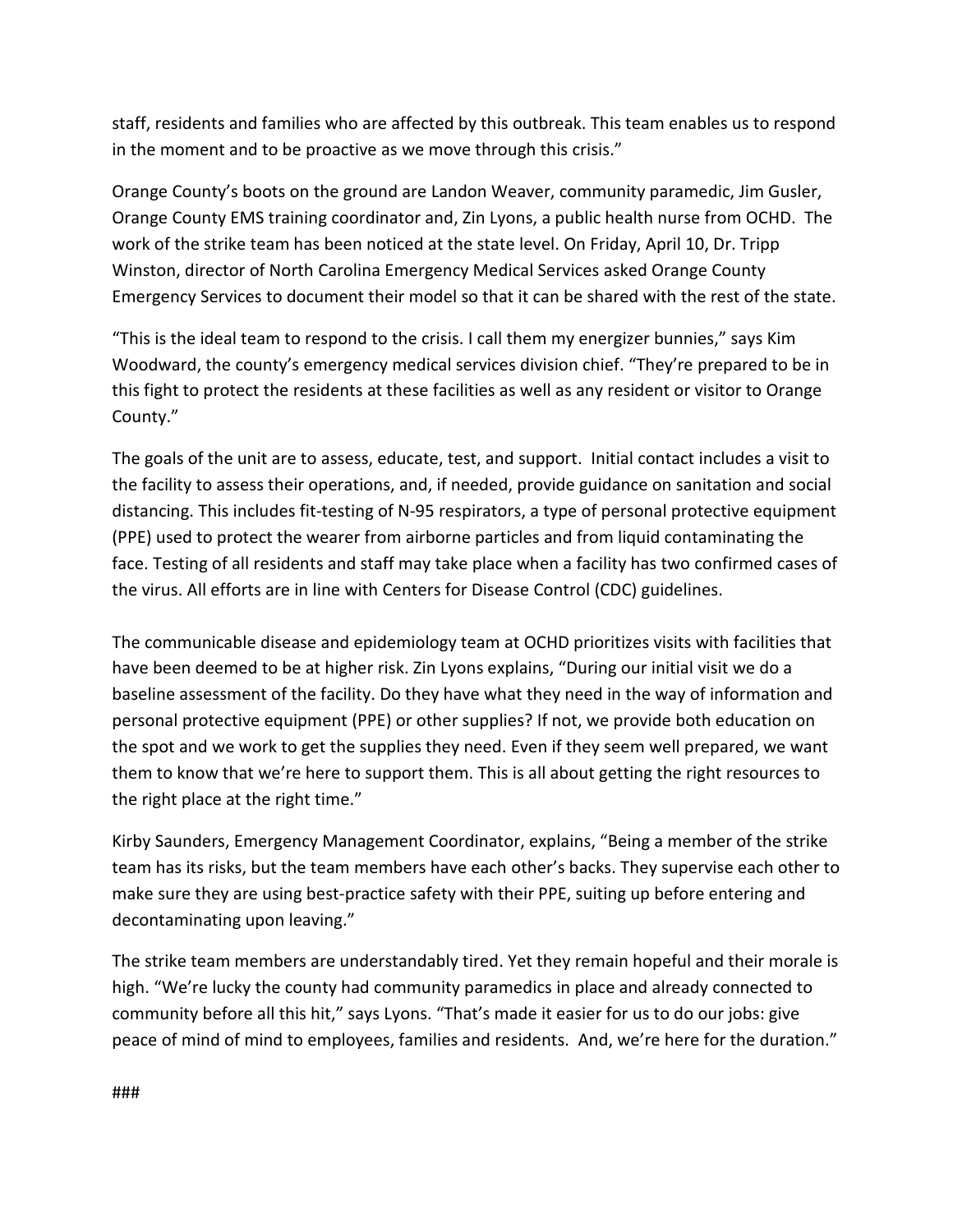staff, residents and families who are affected by this outbreak. This team enables us to respond in the moment and to be proactive as we move through this crisis."

Orange County's boots on the ground are Landon Weaver, community paramedic, Jim Gusler, Orange County EMS training coordinator and, Zin Lyons, a public health nurse from OCHD. The work of the strike team has been noticed at the state level. On Friday, April 10, Dr. Tripp Winston, director of North Carolina Emergency Medical Services asked Orange County Emergency Services to document their model so that it can be shared with the rest of the state.

"This is the ideal team to respond to the crisis. I call them my energizer bunnies," says Kim Woodward, the county's emergency medical services division chief. "They're prepared to be in this fight to protect the residents at these facilities as well as any resident or visitor to Orange County."

The goals of the unit are to assess, educate, test, and support. Initial contact includes a visit to the facility to assess their operations, and, if needed, provide guidance on sanitation and social distancing. This includes fit-testing of N-95 respirators, a type of personal protective equipment (PPE) used to protect the wearer from airborne particles and from liquid contaminating the face. Testing of all residents and staff may take place when a facility has two confirmed cases of the virus. All efforts are in line with Centers for Disease Control (CDC) guidelines.

The communicable disease and epidemiology team at OCHD prioritizes visits with facilities that have been deemed to be at higher risk. Zin Lyons explains, "During our initial visit we do a baseline assessment of the facility. Do they have what they need in the way of information and personal protective equipment (PPE) or other supplies? If not, we provide both education on the spot and we work to get the supplies they need. Even if they seem well prepared, we want them to know that we're here to support them. This is all about getting the right resources to the right place at the right time."

Kirby Saunders, Emergency Management Coordinator, explains, "Being a member of the strike team has its risks, but the team members have each other's backs. They supervise each other to make sure they are using best-practice safety with their PPE, suiting up before entering and decontaminating upon leaving."

The strike team members are understandably tired. Yet they remain hopeful and their morale is high. "We're lucky the county had community paramedics in place and already connected to community before all this hit," says Lyons. "That's made it easier for us to do our jobs: give peace of mind of mind to employees, families and residents. And, we're here for the duration."

###